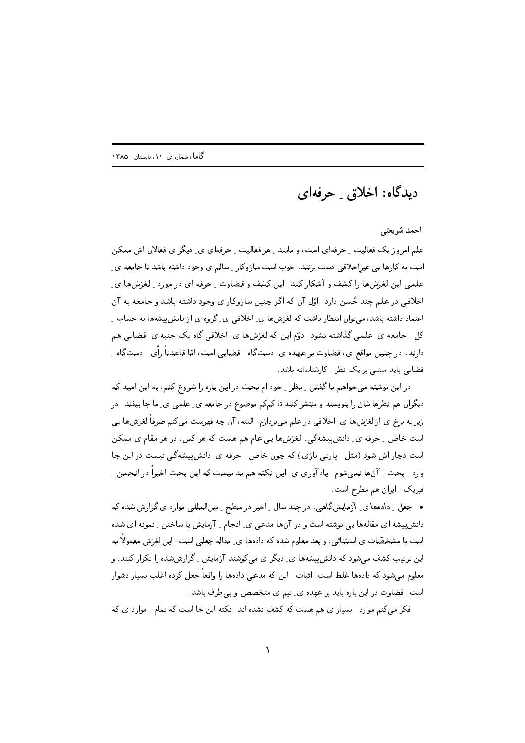# دیدگاه: اخلاق ـ حرفه‌ای

احمد شریعتی

علم امروز یک فعالیت ـ حرفه‌ای است، و مانند ـ هر فعالیت ـ حرفه‌ای ی ـ دیگر ی فعالان اش ممکن است به کارها یی غیراخلاقی دست بزنند. خوب است سازوکار ـ سالم ی وجود داشته باشد تا جامعه ی ـ علمی این لغزش‌ها را کشف و آشکار کند. این کشف و قضاوت ـ حرفه ای در مورد ـ لغزش‌ها ی ـ اخلاقی در علم چند حُسن دارد. اوّل آن که اگر چنین سازوکار ی وجود داشته باشد و جامعه به آن اعتماد داشته باشد، می‌توان انتظار داشت که لغزش‌ها ی ـ اخلاقی ی ـ گروه ی از دانش‌پیشه‌ها به حساب ـ کل ـ جامعه ی ـ علمی گذاشته نشود. دوّم این که لغزش‌ها ی ـ اخلاقی گاه یک جنبه ی ـ قضایی هم دارند. در چنین مواقع ی، قضاوت بر عهده ی ـ دست‌گاه ـ قضایی است، امّا قاعدتاً رأی ـ دست‌گاه ـ قضایی باید مبتنی بر یک نظر ـ کارشناسانه باشد.

در این نوشته می‌خواهم با گفتن ـ نظر ـ خود ام بحث در این باره را شروع کنم، به این امید که دیگران هم نظرها شان را بنویسند و منتشر کنند تا کم‌کم موضوع در جامعه ی ـ علمی ی ـ ما جا بیفتد. در زیر به برخ ی از لغزش‌ها ی ـ اخلاقی در علم می‌پردازم. البته، آن چه فهرست می‌کنم صرفاً لغزش‌ها یی است خاص ـ حرفه ی ـ دانش‌پیشه‌گی. لغزش‌ها یی عام هم هست که هر کس، در هر مقام ی ممکن است دچار اش شود (مثل ـ پارتی بازی) که چون خاص ـ حرفه ی ـ دانش‌پیشه‌گی نیست در این جا وارد ـ بحث ـ آن‌ها نمی‌شوم. یادآوری ی ـ این نکته هم بد نیست که این بحث اخیراً در انجمن ـ فیزیک ـ ایران هم مطرح است.

- جعل ـ داده‌ها ی ـ آزمایش‌گاهی. در چند سال ـ اخیر در سطح ـ بین‌المللی موارد ی گزارش شده که دانش‌پیشه ای مقاله‌ها یی نوشته است و در آن‌ها مدعی ی ـ انجام ـ آزمایش با ساختن ـ نمونه ای شده است با مشخصّات ی استثنائی، و بعد معلوم شده که داده‌ها ی ـ مقاله جعلی است. این لغزش معمولاً به این ترتیب کشف می‌شود که دانش‌پیشه‌ها ی ـ دیگر ی می‌کوشند آزمایش ـ گزارش‌شده را تکرار کنند، و معلوم می‌شود که داده‌ها غلط است. اثبات ـ این که مدعی داده‌ها را واقعاً جعل کرده اغلب بسیار دشوار است. قضاوت در این باره باید بر عهده ی ـ تیم ی متخصص و بی‌طرف باشد.

فکر می‌کنم موارد ـ بسیار ی هم هست که کشف نشده اند. نکته این جا است که تمام ـ موارد ی که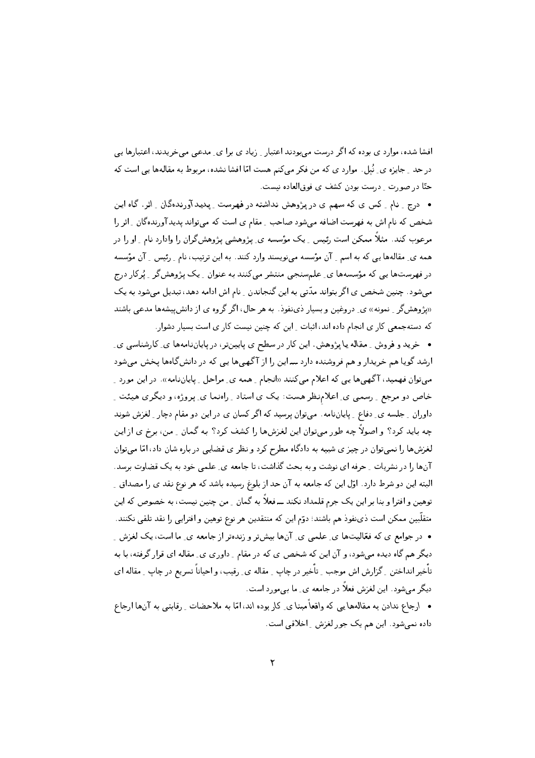افشا شده، موارد ی بوده که اگر درست می‌بودند اعتبار ِ زیاد ی برا ی ِ مدعی می‌خریدند، اعتبارها یی در حد ِ جایزه ی ِ نُبل. موارد ی که من فکر می‌کنم هست امّا افشا نشده، مربوط به مقاله‌ها یی است که حتّا در صورت ِ درست بودن کشف ی فوق‌العاده نیست.

- درج ِ نام ِ کس ی که سهم ی در پژوهش نداشته در فهرست ِ پدیدآورنده‌گان ِ اثر. گاه این شخص که نام اش به فهرست اضافه می‌شود صاحب ِ مقام ی است که می‌تواند پدیدآورنده‌گان ِ اثر را مرعوب کند. مثلاً ممکن است رئیس ِ یک مؤسسه ی ِ پژوهشی پژوهش‌گران را وادارد نام ِ او را در همه ی ِ مقاله‌ها یی که به اسم ِ آن مؤسسه می‌نویسند وارد کنند. به این ترتیب، نام ِ رئیس ِ آن مؤسسه در فهرست‌ها یی که مؤسسه‌ها ی ِ علم‌سنجی منتشر می‌کنند به عنوان ِ یک پژوهش‌گر ِ پُرکار درج می‌شود. چنین شخص ی اگر بتواند مدّتی به این گنجاندن ِ نام اش ادامه دهد، تبدیل می‌شود به یک «پژوهش‌گر ِ نمونه» ی ِ دروغین و بسیار ذی‌نفوذ. به هر حال، اگر گروه ی از دانش‌پیشه‌ها مدعی باشند که دسته‌جمعی کار ی انجام داده اند، اثبات ِ این که چنین نیست کار ی است بسیار دشوار.
- خرید و فروش ِ مقاله یا پژوهش. این کار در سطح ی پایین‌تر، در پایان‌نامه‌ها ی ِ کارشناسی ی ِ ارشد گویا هم خریدار و هم فروشنده دارد ـــ این را از آگهی‌ها یی که در دانش‌گاه‌ها پخش می‌شود می‌توان فهمید، آگهی‌ها یی که اعلام می‌کنند «انجام ِ همه ی ِ مراحل ِ پایان‌نامه». در این مورد ِ خاص دو مرجع ِ رسمی ی ِ اعلام‌نظر هست: یک ی استاد ِ راه‌نما ی ِ پروژه، و دیگری هیئت ِ داوران ِ جلسه ی ِ دفاع ِ پایان‌نامه. می‌توان پرسید که اگر کسان ی در این دو مقام دچار ِ لغزش شوند چه باید کرد؟ و اصولاً چه طور می‌توان این لغزش‌ها را کشف کرد؟ به گمان ِ من، برخ ی از این لغزش‌ها را نمی‌توان در چیز ی شبیه به دادگاه مطرح کرد و نظر ی قضایی درباره شان داد، امّا می‌توان آن‌ها را در نشریات ِ حرفه ای نوشت و به بحث گذاشت، تا جامعه ی ِ علمی خود به یک قضاوت برسد. البته این دو شرط دارد. اوّل این که جامعه به آن حد از بلوغ رسیده باشد که هر نوع نقد ی را مصداق ِ توهین و افترا و بنا بر این یک جرم قلمداد نکند ـــ فعلاً به گمان ِ من چنین نیست، به خصوص که این متقلّبین ممکن است ذی‌نفوذ هم باشند؛ دوّم این که منتقدین هر نوع توهین و افترایی را نقد تلقی نکنند.
- در جوامع ی که فعّالیت‌ها ی ِ علمی ی ِ آن‌ها بیش‌تر و زنده‌تر از جامعه ی ِ ما است، یک لغزش ِ دیگر هم گاه دیده می‌شود، و آن این که شخص ی که در مقام ِ داوری ی ِ مقاله ای قرار گرفته، با به تأخیر انداختن ِ گزارش اش موجب ِ تأخیر در چاپ ِ مقاله ی ِ رقیب، و احیاناً تسریع در چاپ ِ مقاله ای دیگر می‌شود. این لغزش فعلاً در جامعه ی ِ ما بی‌مورد است.
- ارجاع ندادن به مقاله‌ها یی که واقعاً مبنا ی ِ کار بوده اند، امّا به ملاحضات ِ رقابتی به آن‌ها ارجاع داده نمی‌شود. این هم یک جور لغزش ِ اخلاقی است.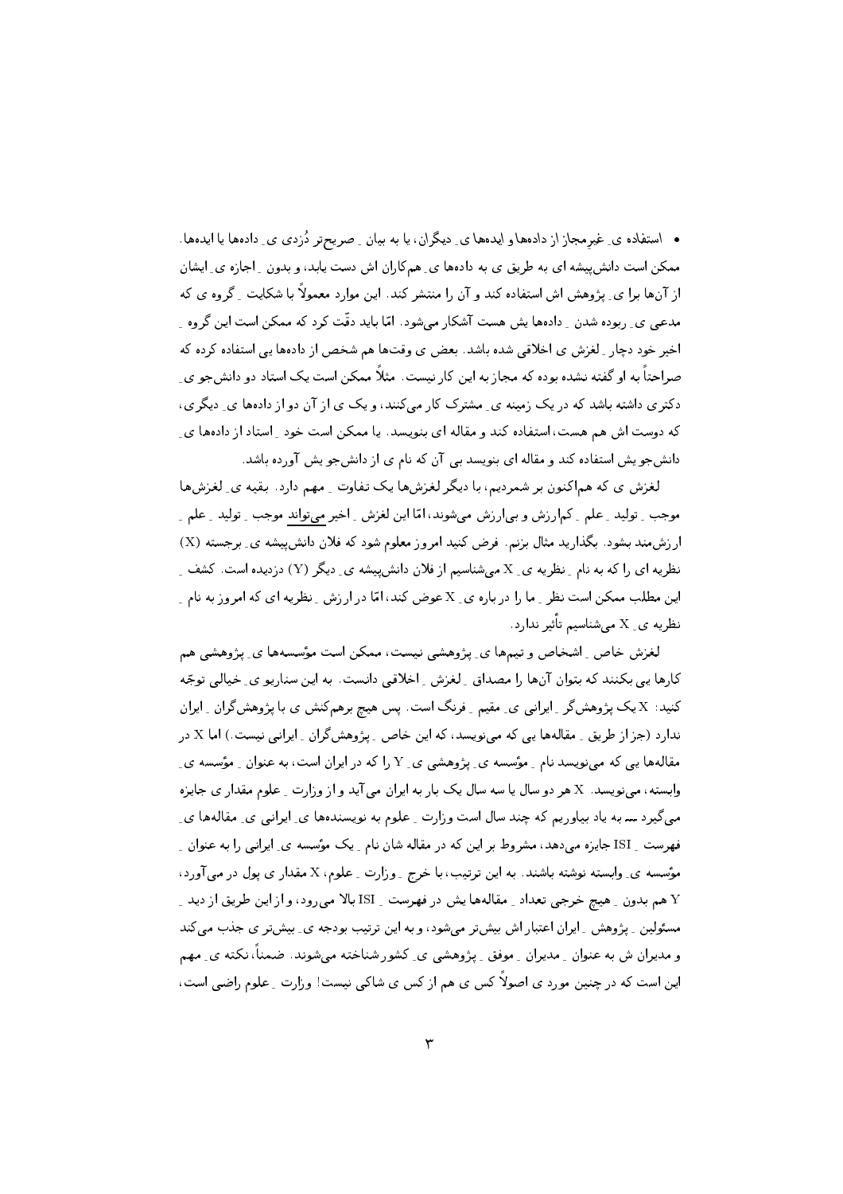- استفاده ی ِ غیرمجاز از داده‌ها و ایده‌ها ی ِ دیگران، یا به بیان ِ صریح‌تر دُزدی ی ِ داده‌ها یا ایده‌ها. ممکن است دانش‌پیشه ای به طریق ی به داده‌ها ی ِ هم‌کاران اش دست یابد، و بدون ِ اجازه ی ِ ایشان از آن‌ها برا ی ِ پژوهش اش استفاده کند و آن را منتشر کند. این موارد معمولاً با شکایت ِ گروه ی که مدعی ی ِ ربوده شدن ِ داده‌ها یش هست آشکار می‌شود. امّا باید دقّت کرد که ممکن است این گروه ِ اخیر خود دچار ِ لغزش ی اخلاقی شده باشد. بعض ی وقت‌ها هم شخص از داده‌ها یی استفاده کرده که صراحتاً به او گفته نشده بوده که مجاز به این کار نیست. مثلاً ممکن است یک استاد دو دانش‌جو ی ِ دکتری داشته باشد که در یک زمینه ی ِ مشترک کار می‌کنند، و یک ی از آن دو از داده‌ها ی ِ دیگری، که دوست اش هم هست، استفاده کند و مقاله ای بنویسد. یا ممکن است خود ِ استاد از داده‌ها ی ِ دانش‌جو یش استفاده کند و مقاله ای بنویسد بی آن که نام ی از دانش‌جو یش آورده باشد.

لغزش ی که هم‌اکنون بر شمردیم، با دیگر لغزش‌ها یک تفاوت ِ مهم دارد. بقیه ی ِ لغزش‌ها موجب ِ تولید ِ علم ِ کم‌ارزش و بی‌ارزش می‌شوند، امّا این لغزش ِ اخیر <u>می‌تواند</u> موجب ِ تولید ِ علم ِ ارزش‌مند بشود. بگذارید مثال بزنم. فرض کنید امروز معلوم شود که فلان دانش‌پیشه ی ِ برجسته (X) نظریه ای را که به نام ِ نظریه ی ِ X می‌شناسیم از فلان دانش‌پیشه ی ِ دیگر (Y) دزدیده است. کشف ِ این مطلب ممکن است نظر ِ ما را درباره ی ِ X عوض کند، امّا در ارزش ِ نظریه ای که امروز به نام ِ نظریه ی ِ X می‌شناسیم تأثیر ندارد.

لغزش خاص ِ اشخاص و تیم‌ها ی ِ پژوهشی نیست، ممکن است مؤسسه‌ها ی ِ پژوهشی هم کارها یی بکنند که بتوان آن‌ها را مصداق ِ لغزش ِ اخلاقی دانست. به این سناریو ی ِ خیالی توجّه کنید: X یک پژوهش‌گر ِ ایرانی ی ِ مقیم ِ فرنگ است. پس هیچ برهم‌کنش ی با پژوهش‌گران ِ ایران ندارد (جز از طریق ِ مقاله‌ها یی که می‌نویسد، که این خاص ِ پژوهش‌گران ِ ایرانی نیست.) اما X در مقاله‌ها یی که می‌نویسد نام ِ مؤسسه ی ِ پژوهشی ی ِ Y را که در ایران است، به عنوان ِ مؤسسه ی ِ وابسته، می‌نویسد. X هر دو سال یا سه سال یک بار به ایران می آید و از وزارت ِ علوم مقدار ی جایزه می‌گیرد — به یاد بیاوریم که چند سال است وزارت ِ علوم به نویسنده‌ها ی ِ ایرانی ی ِ مقاله‌ها ی ِ فهرست ِ ISI جایزه می‌دهد، مشروط بر این که در مقاله شان نام ِ یک مؤسسه ی ِ ایرانی را به عنوان ِ مؤسسه ی ِ وابسته نوشته باشند. به این ترتیب، با خرج ِ وزارت ِ علوم، X مقدار ی پول در می‌آورد، Y هم بدون ِ هیچ خرجی تعداد ِ مقاله‌ها یش در فهرست ِ ISI بالا می رود، و از این طریق از دید ِ مسئولین ِ پژوهش ِ ایران اعتبار اش بیش‌تر می‌شود، و به این ترتیب بودجه ی ِ بیش‌تر ی جذب می کند و مدیران ش به عنوان ِ مدیران ِ موفق ِ پژوهشی ی ِ کشور شناخته می‌شوند. ضمناً، نکته ی ِ مهم این است که در چنین مورد ی اصولاً کس ی هم از کس ی شاکی نیست! وزارت ِ علوم راضی است،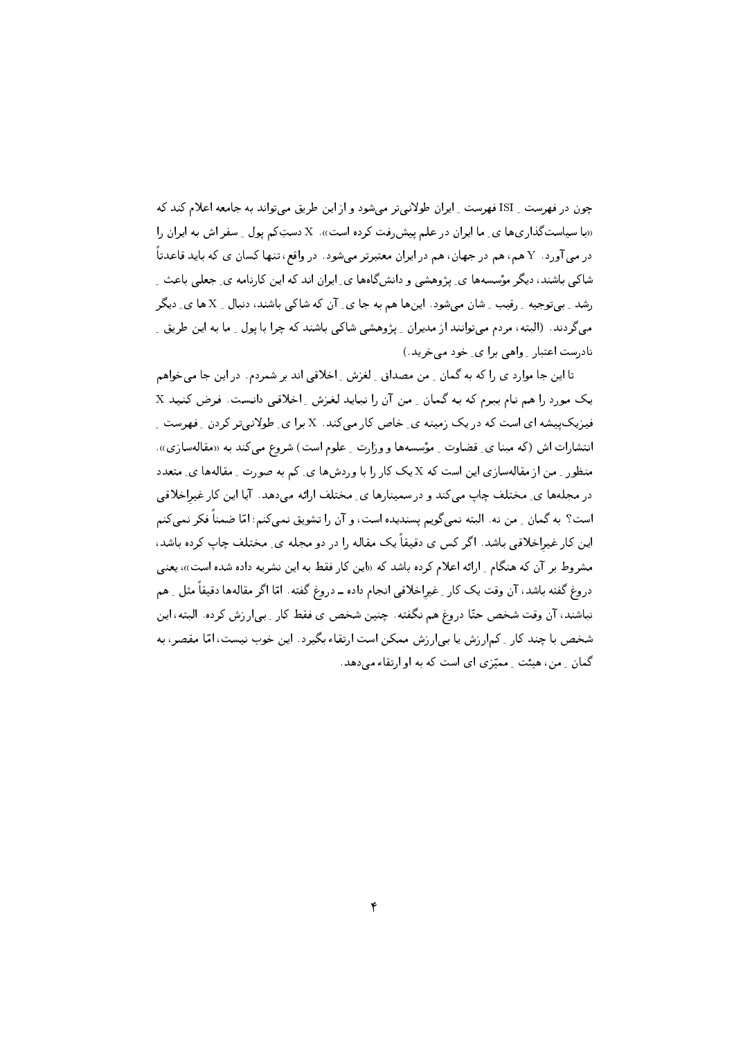چون در فهرستِ ISI فهرستِ ایران طولانی‌تر می‌شود و از این طریق می‌تواند به جامعه اعلام کند که «با سیاست‌گذاری‌ها یِ ما ایران در علم پیش‌رفت کرده است». X دست‌کم پول ِ سفر اش به ایران را در می‌آورد. Y هم، هم در جهان، هم در ایران معتبرتر می‌شود. در واقع، تنها کسان ی که باید قاعدتاً شاکی باشند، دیگر مؤسسه‌ها یِ پژوهشی و دانش‌گاه‌ها یِ ایران اند که این کارنامه یِ جعلی باعث ِ رشد ِ بی‌توجیه ِ رقیب ِ شان می‌شود. این‌ها هم به جا یِ آن که شاکی باشند، دنبال ِ X ها یِ دیگر می‌گردند. (البته، مردم می‌توانند از مدیران ِ پژوهشی شاکی باشند که چرا با پول ِ ما به این طریق ِ نادرست اعتبار ِ واهی برا یِ خود می‌خرید.)

تا این جا موارد ی را که به گمان ِ من مصداق ِ لغزش ِ اخلاقی اند بر شمردم. در این جا می‌خواهم یک مورد را هم نام ببرم که به گمان ِ من آن را نباید لغزش ِ اخلاقی دانست. فرض کنید X فیزیک‌پیشه ای است که در یک زمینه یِ خاص کار می‌کند. X برا یِ طولانی‌تر کردن ِ فهرست ِ انتشارات اش (که مبنا یِ قضاوت ِ مؤسسه‌ها و وزارت ِ علوم است) شروع می‌کند به «مقاله‌سازی». منظور ِ من از مقاله‌سازی این است که X یک کار را با وردش‌ها یِ کم به صورت ِ مقاله‌ها یِ متعدد در مجله‌ها یِ مختلف چاپ می‌کند و در سمینارها یِ مختلف ارائه می‌دهد. آیا این کار غیرِاخلاقی است؟ به گمان ِ من نه. البته نمی‌گویم پسندیده است، و آن را تشویق نمی‌کنم؛ امّا ضمناً فکر نمی‌کنم این کار غیرِاخلاقی باشد. اگر کس ی دقیقاً یک مقاله را در دو مجله یِ مختلف چاپ کرده باشد، مشروط بر آن که هنگام ِ ارائه اعلام کرده باشد که «این کار فقط به این نشریه داده شده است»، یعنی دروغ گفته باشد، آن وقت یک کار ِ غیرِاخلاقی انجام داده ــ دروغ گفته. امّا اگر مقاله‌ها دقیقاً مثل ِ هم نباشند، آن وقت شخص حتّا دروغ هم نگفته. چنین شخص ی فقط کار ِ بی‌ارزش کرده. البته، این شخص با چند کار ِ کم‌ارزش یا بی‌ارزش ممکن است ارتقاء بگیرد. این خوب نیست، امّا مقصر، به گمان ِ من، هیئت ِ ممیّزی ای است که به او ارتقاء می‌دهد.